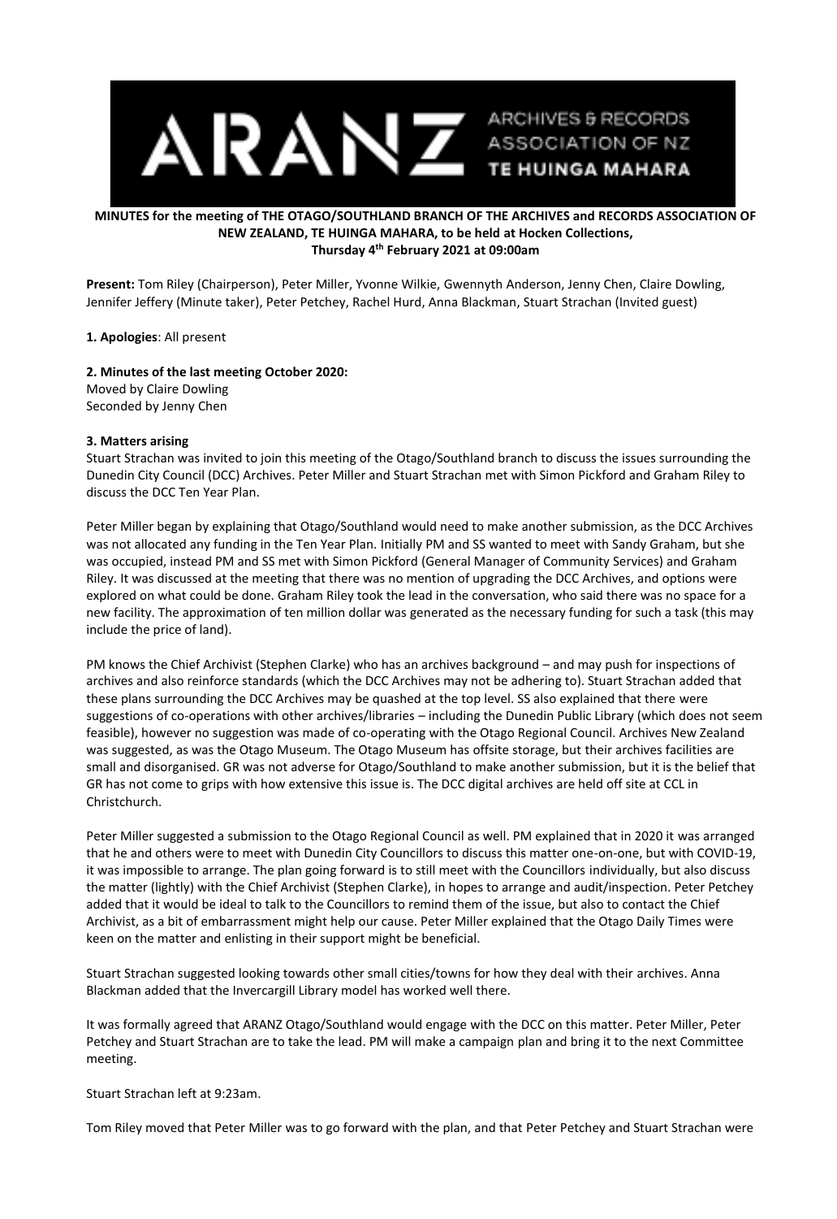**MINUTES for the meeting of THE OTAGO/SOUTHLAND BRANCH OF THE ARCHIVES and RECORDS ASSOCIATION OF NEW ZEALAND, TE HUINGA MAHARA, to be held at Hocken Collections, Thursday 4th February 2021 at 09:00am**

**Present:** Tom Riley (Chairperson), Peter Miller, Yvonne Wilkie, Gwennyth Anderson, Jenny Chen, Claire Dowling, Jennifer Jeffery (Minute taker), Peter Petchey, Rachel Hurd, Anna Blackman, Stuart Strachan (Invited guest)

**1. Apologies**: All present

**2. Minutes of the last meeting October 2020:**
Moved by Claire Dowling
Seconded by Jenny Chen

**3. Matters arising**

Stuart Strachan was invited to join this meeting of the Otago/Southland branch to discuss the issues surrounding the Dunedin City Council (DCC) Archives. Peter Miller and Stuart Strachan met with Simon Pickford and Graham Riley to discuss the DCC Ten Year Plan.

Peter Miller began by explaining that Otago/Southland would need to make another submission, as the DCC Archives was not allocated any funding in the Ten Year Plan. Initially PM and SS wanted to meet with Sandy Graham, but she was occupied, instead PM and SS met with Simon Pickford (General Manager of Community Services) and Graham Riley. It was discussed at the meeting that there was no mention of upgrading the DCC Archives, and options were explored on what could be done. Graham Riley took the lead in the conversation, who said there was no space for a new facility. The approximation of ten million dollar was generated as the necessary funding for such a task (this may include the price of land).

PM knows the Chief Archivist (Stephen Clarke) who has an archives background – and may push for inspections of archives and also reinforce standards (which the DCC Archives may not be adhering to). Stuart Strachan added that these plans surrounding the DCC Archives may be quashed at the top level. SS also explained that there were suggestions of co-operations with other archives/libraries – including the Dunedin Public Library (which does not seem feasible), however no suggestion was made of co-operating with the Otago Regional Council. Archives New Zealand was suggested, as was the Otago Museum. The Otago Museum has offsite storage, but their archives facilities are small and disorganised. GR was not adverse for Otago/Southland to make another submission, but it is the belief that GR has not come to grips with how extensive this issue is. The DCC digital archives are held off site at CCL in Christchurch.

Peter Miller suggested a submission to the Otago Regional Council as well. PM explained that in 2020 it was arranged that he and others were to meet with Dunedin City Councillors to discuss this matter one-on-one, but with COVID-19, it was impossible to arrange. The plan going forward is to still meet with the Councillors individually, but also discuss the matter (lightly) with the Chief Archivist (Stephen Clarke), in hopes to arrange and audit/inspection. Peter Petchey added that it would be ideal to talk to the Councillors to remind them of the issue, but also to contact the Chief Archivist, as a bit of embarrassment might help our cause. Peter Miller explained that the Otago Daily Times were keen on the matter and enlisting in their support might be beneficial.

Stuart Strachan suggested looking towards other small cities/towns for how they deal with their archives. Anna Blackman added that the Invercargill Library model has worked well there.

It was formally agreed that ARANZ Otago/Southland would engage with the DCC on this matter. Peter Miller, Peter Petchey and Stuart Strachan are to take the lead. PM will make a campaign plan and bring it to the next Committee meeting.

Stuart Strachan left at 9:23am.

Tom Riley moved that Peter Miller was to go forward with the plan, and that Peter Petchey and Stuart Strachan were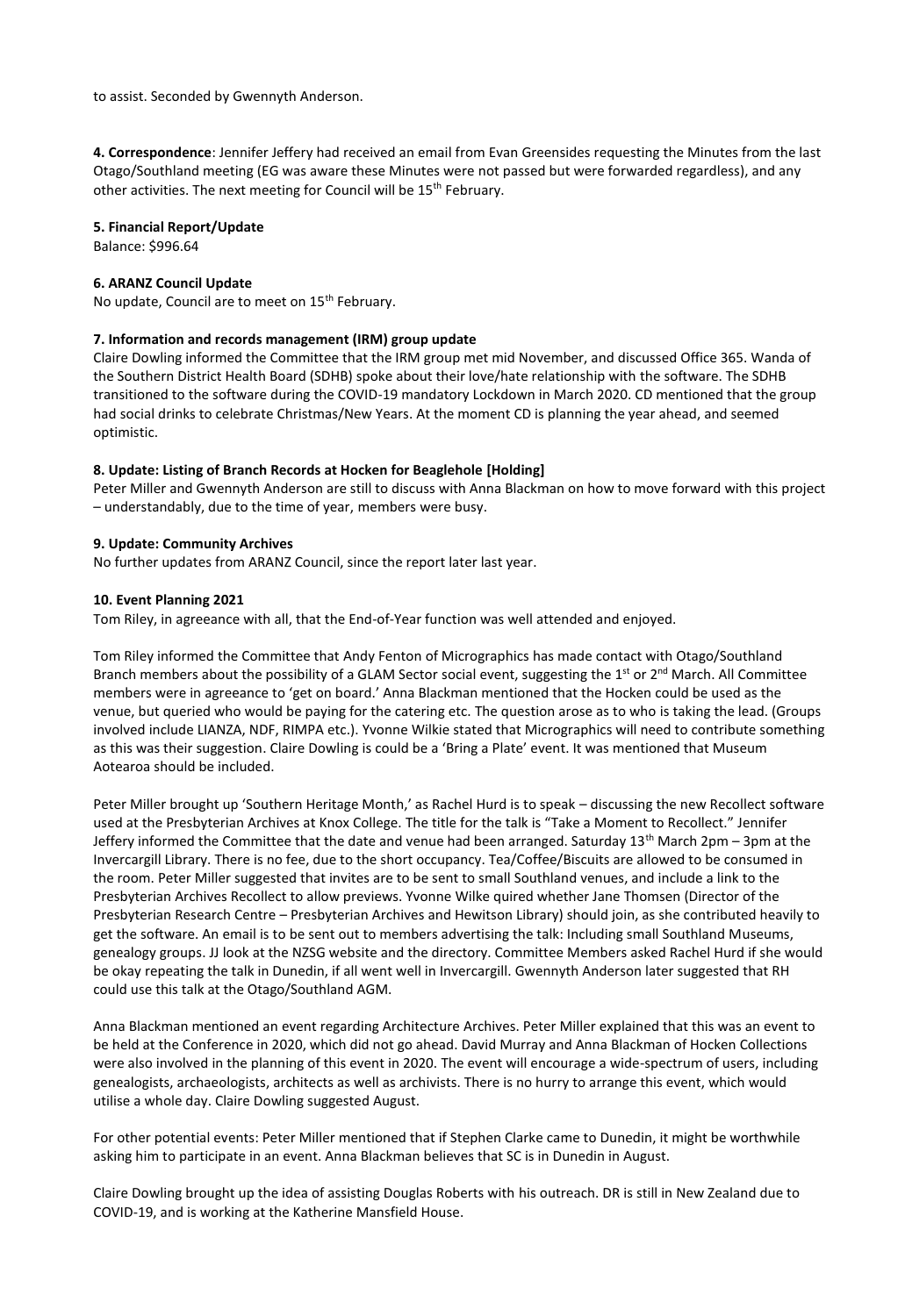to assist. Seconded by Gwennyth Anderson.

**4. Correspondence**: Jennifer Jeffery had received an email from Evan Greensides requesting the Minutes from the last Otago/Southland meeting (EG was aware these Minutes were not passed but were forwarded regardless), and any other activities. The next meeting for Council will be 15th February.

**5. Financial Report/Update**

Balance: $996.64

**6. ARANZ Council Update**

No update, Council are to meet on 15th February.

**7. Information and records management (IRM) group update**

Claire Dowling informed the Committee that the IRM group met mid November, and discussed Office 365. Wanda of the Southern District Health Board (SDHB) spoke about their love/hate relationship with the software. The SDHB transitioned to the software during the COVID-19 mandatory Lockdown in March 2020. CD mentioned that the group had social drinks to celebrate Christmas/New Years. At the moment CD is planning the year ahead, and seemed optimistic.

**8. Update: Listing of Branch Records at Hocken for Beaglehole [Holding]**

Peter Miller and Gwennyth Anderson are still to discuss with Anna Blackman on how to move forward with this project – understandably, due to the time of year, members were busy.

**9. Update: Community Archives**

No further updates from ARANZ Council, since the report later last year.

**10. Event Planning 2021**

Tom Riley, in agreeance with all, that the End-of-Year function was well attended and enjoyed.

Tom Riley informed the Committee that Andy Fenton of Micrographics has made contact with Otago/Southland Branch members about the possibility of a GLAM Sector social event, suggesting the 1st or 2nd March. All Committee members were in agreeance to 'get on board.' Anna Blackman mentioned that the Hocken could be used as the venue, but queried who would be paying for the catering etc. The question arose as to who is taking the lead. (Groups involved include LIANZA, NDF, RIMPA etc.). Yvonne Wilkie stated that Micrographics will need to contribute something as this was their suggestion. Claire Dowling is could be a 'Bring a Plate' event. It was mentioned that Museum Aotearoa should be included.

Peter Miller brought up 'Southern Heritage Month,' as Rachel Hurd is to speak – discussing the new Recollect software used at the Presbyterian Archives at Knox College. The title for the talk is "Take a Moment to Recollect." Jennifer Jeffery informed the Committee that the date and venue had been arranged. Saturday 13th March 2pm – 3pm at the Invercargill Library. There is no fee, due to the short occupancy. Tea/Coffee/Biscuits are allowed to be consumed in the room. Peter Miller suggested that invites are to be sent to small Southland venues, and include a link to the Presbyterian Archives Recollect to allow previews. Yvonne Wilke quired whether Jane Thomsen (Director of the Presbyterian Research Centre – Presbyterian Archives and Hewitson Library) should join, as she contributed heavily to get the software. An email is to be sent out to members advertising the talk: Including small Southland Museums, genealogy groups. JJ look at the NZSG website and the directory. Committee Members asked Rachel Hurd if she would be okay repeating the talk in Dunedin, if all went well in Invercargill. Gwennyth Anderson later suggested that RH could use this talk at the Otago/Southland AGM.

Anna Blackman mentioned an event regarding Architecture Archives. Peter Miller explained that this was an event to be held at the Conference in 2020, which did not go ahead. David Murray and Anna Blackman of Hocken Collections were also involved in the planning of this event in 2020. The event will encourage a wide-spectrum of users, including genealogists, archaeologists, architects as well as archivists. There is no hurry to arrange this event, which would utilise a whole day. Claire Dowling suggested August.

For other potential events: Peter Miller mentioned that if Stephen Clarke came to Dunedin, it might be worthwhile asking him to participate in an event. Anna Blackman believes that SC is in Dunedin in August.

Claire Dowling brought up the idea of assisting Douglas Roberts with his outreach. DR is still in New Zealand due to COVID-19, and is working at the Katherine Mansfield House.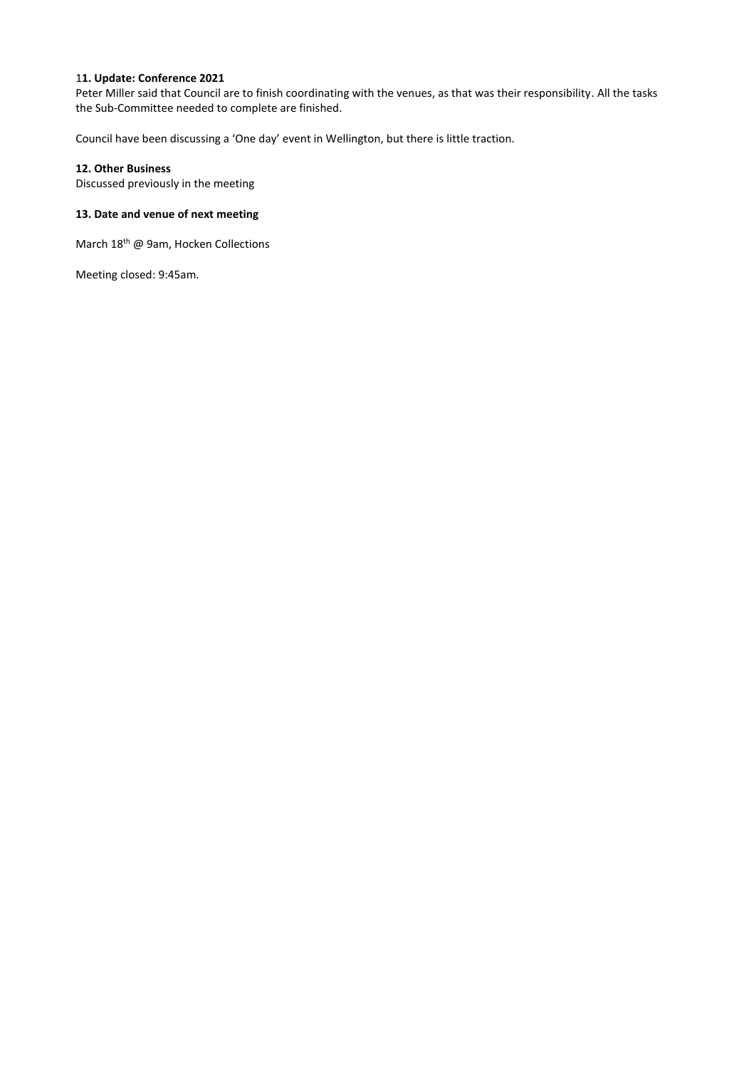**11. Update: Conference 2021**

Peter Miller said that Council are to finish coordinating with the venues, as that was their responsibility. All the tasks the Sub-Committee needed to complete are finished.

Council have been discussing a 'One day' event in Wellington, but there is little traction.

**12. Other Business**

Discussed previously in the meeting

**13. Date and venue of next meeting**

March 18th @ 9am, Hocken Collections

Meeting closed: 9:45am.